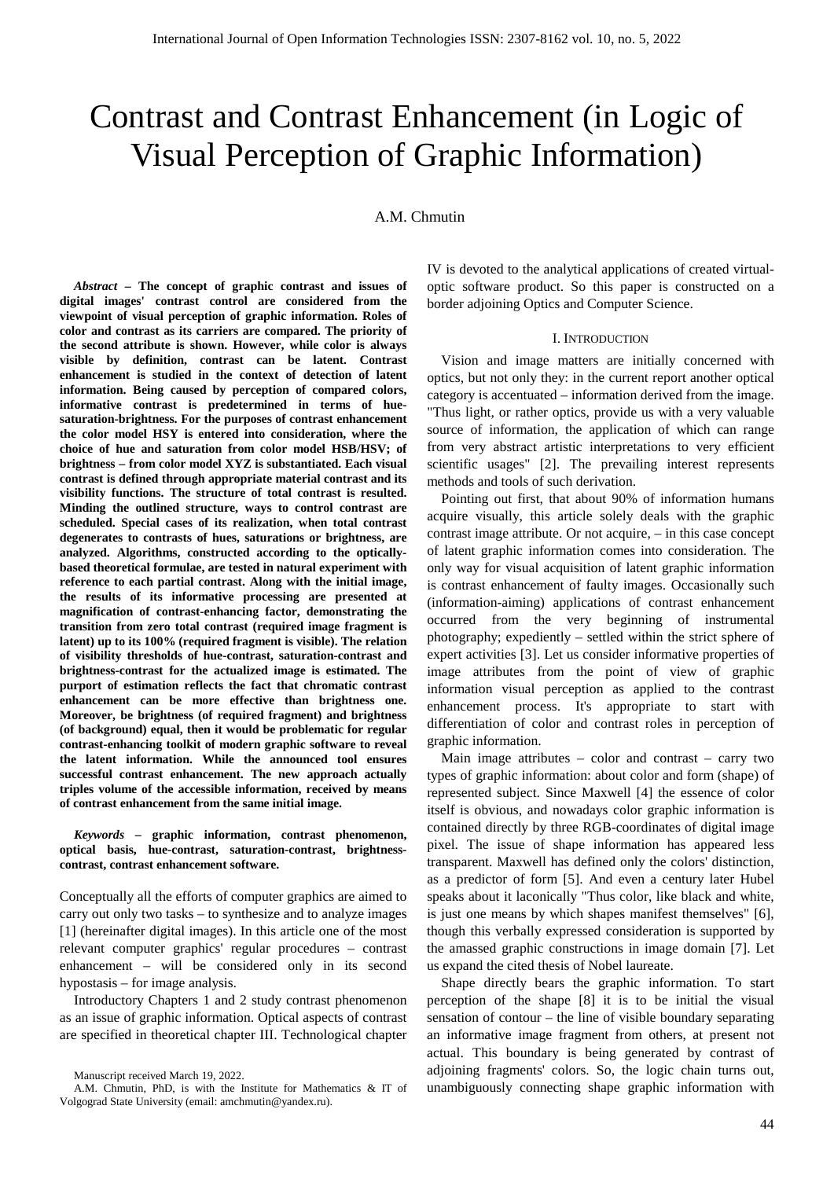# Contrast and Contrast Enhancement (in Logic of Visual Perception of Graphic Information)

A.M. Chmutin

***Abstract* – The concept of graphic contrast and issues of digital images' contrast control are considered from the viewpoint of visual perception of graphic information. Roles of color and contrast as its carriers are compared. The priority of the second attribute is shown. However, while color is always visible by definition, contrast can be latent. Contrast enhancement is studied in the context of detection of latent information. Being caused by perception of compared colors, informative contrast is predetermined in terms of hue-saturation-brightness. For the purposes of contrast enhancement the color model HSY is entered into consideration, where the choice of hue and saturation from color model HSB/HSV; of brightness – from color model XYZ is substantiated. Each visual contrast is defined through appropriate material contrast and its visibility functions. The structure of total contrast is resulted. Minding the outlined structure, ways to control contrast are scheduled. Special cases of its realization, when total contrast degenerates to contrasts of hues, saturations or brightness, are analyzed. Algorithms, constructed according to the optically-based theoretical formulae, are tested in natural experiment with reference to each partial contrast. Along with the initial image, the results of its informative processing are presented at magnification of contrast-enhancing factor, demonstrating the transition from zero total contrast (required image fragment is latent) up to its 100% (required fragment is visible). The relation of visibility thresholds of hue-contrast, saturation-contrast and brightness-contrast for the actualized image is estimated. The purport of estimation reflects the fact that chromatic contrast enhancement can be more effective than brightness one. Moreover, be brightness (of required fragment) and brightness (of background) equal, then it would be problematic for regular contrast-enhancing toolkit of modern graphic software to reveal the latent information. While the announced tool ensures successful contrast enhancement. The new approach actually triples volume of the accessible information, received by means of contrast enhancement from the same initial image.**

***Keywords* – graphic information, contrast phenomenon, optical basis, hue-contrast, saturation-contrast, brightness-contrast, contrast enhancement software.**

Conceptually all the efforts of computer graphics are aimed to carry out only two tasks – to synthesize and to analyze images [1] (hereinafter digital images). In this article one of the most relevant computer graphics' regular procedures – contrast enhancement – will be considered only in its second hypostasis – for image analysis.

Introductory Chapters 1 and 2 study contrast phenomenon as an issue of graphic information. Optical aspects of contrast are specified in theoretical chapter III. Technological chapter IV is devoted to the analytical applications of created virtual-optic software product. So this paper is constructed on a border adjoining Optics and Computer Science.

Manuscript received March 19, 2022.

A.M. Chmutin, PhD, is with the Institute for Mathematics & IT of Volgograd State University (email: amchmutin@yandex.ru).

## I. Introduction

Vision and image matters are initially concerned with optics, but not only they: in the current report another optical category is accentuated – information derived from the image. "Thus light, or rather optics, provide us with a very valuable source of information, the application of which can range from very abstract artistic interpretations to very efficient scientific usages" [2]. The prevailing interest represents methods and tools of such derivation.

Pointing out first, that about 90% of information humans acquire visually, this article solely deals with the graphic contrast image attribute. Or not acquire, – in this case concept of latent graphic information comes into consideration. The only way for visual acquisition of latent graphic information is contrast enhancement of faulty images. Occasionally such (information-aiming) applications of contrast enhancement occurred from the very beginning of instrumental photography; expediently – settled within the strict sphere of expert activities [3]. Let us consider informative properties of image attributes from the point of view of graphic information visual perception as applied to the contrast enhancement process. It's appropriate to start with differentiation of color and contrast roles in perception of graphic information.

Main image attributes – color and contrast – carry two types of graphic information: about color and form (shape) of represented subject. Since Maxwell [4] the essence of color itself is obvious, and nowadays color graphic information is contained directly by three RGB-coordinates of digital image pixel. The issue of shape information has appeared less transparent. Maxwell has defined only the colors' distinction, as a predictor of form [5]. And even a century later Hubel speaks about it laconically "Thus color, like black and white, is just one means by which shapes manifest themselves" [6], though this verbally expressed consideration is supported by the amassed graphic constructions in image domain [7]. Let us expand the cited thesis of Nobel laureate.

Shape directly bears the graphic information. To start perception of the shape [8] it is to be initial the visual sensation of contour – the line of visible boundary separating an informative image fragment from others, at present not actual. This boundary is being generated by contrast of adjoining fragments' colors. So, the logic chain turns out, unambiguously connecting shape graphic information with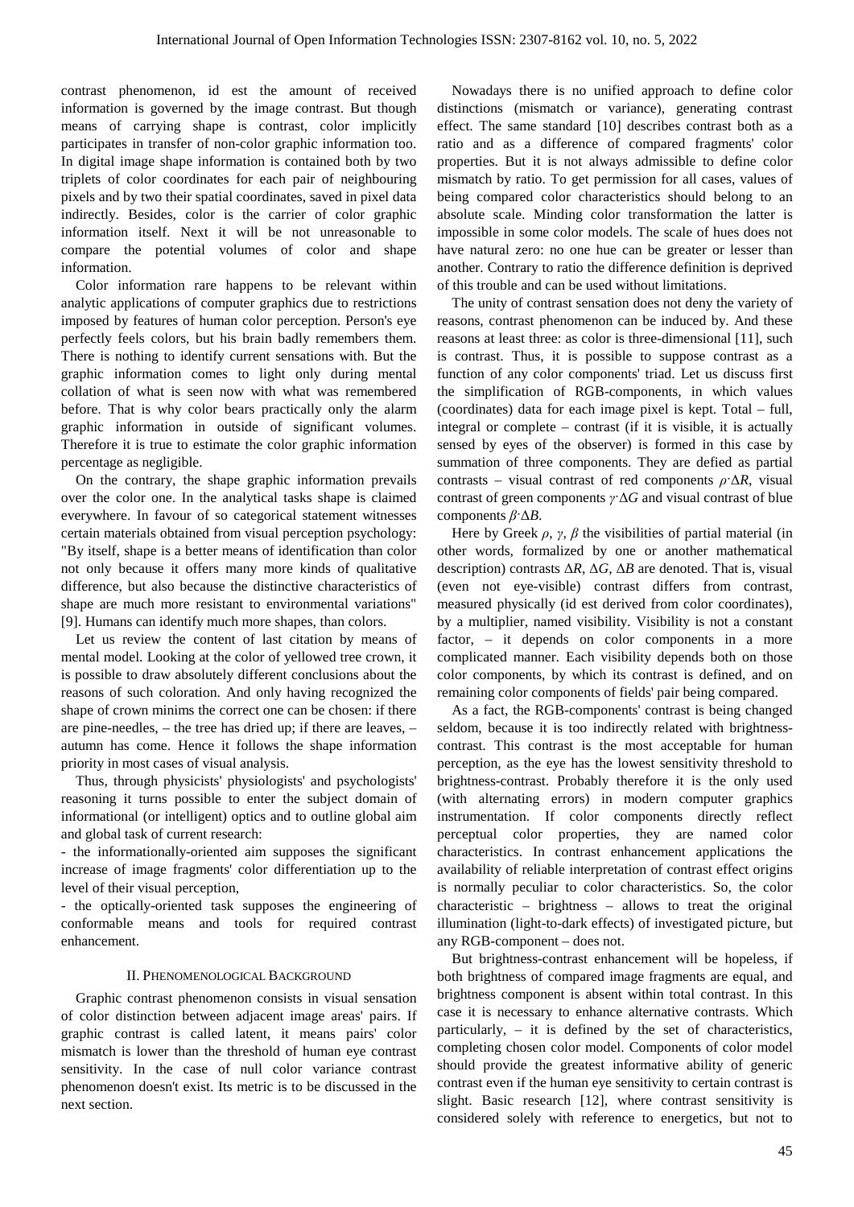contrast phenomenon, id est the amount of received information is governed by the image contrast. But though means of carrying shape is contrast, color implicitly participates in transfer of non-color graphic information too. In digital image shape information is contained both by two triplets of color coordinates for each pair of neighbouring pixels and by two their spatial coordinates, saved in pixel data indirectly. Besides, color is the carrier of color graphic information itself. Next it will be not unreasonable to compare the potential volumes of color and shape information.

Color information rare happens to be relevant within analytic applications of computer graphics due to restrictions imposed by features of human color perception. Person's eye perfectly feels colors, but his brain badly remembers them. There is nothing to identify current sensations with. But the graphic information comes to light only during mental collation of what is seen now with what was remembered before. That is why color bears practically only the alarm graphic information in outside of significant volumes. Therefore it is true to estimate the color graphic information percentage as negligible.

On the contrary, the shape graphic information prevails over the color one. In the analytical tasks shape is claimed everywhere. In favour of so categorical statement witnesses certain materials obtained from visual perception psychology: "By itself, shape is a better means of identification than color not only because it offers many more kinds of qualitative difference, but also because the distinctive characteristics of shape are much more resistant to environmental variations" [9]. Humans can identify much more shapes, than colors.

Let us review the content of last citation by means of mental model. Looking at the color of yellowed tree crown, it is possible to draw absolutely different conclusions about the reasons of such coloration. And only having recognized the shape of crown minims the correct one can be chosen: if there are pine-needles, – the tree has dried up; if there are leaves, – autumn has come. Hence it follows the shape information priority in most cases of visual analysis.

Thus, through physicists' physiologists' and psychologists' reasoning it turns possible to enter the subject domain of informational (or intelligent) optics and to outline global aim and global task of current research:

- the informationally-oriented aim supposes the significant increase of image fragments' color differentiation up to the level of their visual perception,
- the optically-oriented task supposes the engineering of conformable means and tools for required contrast enhancement.

## II. Phenomenological Background

Graphic contrast phenomenon consists in visual sensation of color distinction between adjacent image areas' pairs. If graphic contrast is called latent, it means pairs' color mismatch is lower than the threshold of human eye contrast sensitivity. In the case of null color variance contrast phenomenon doesn't exist. Its metric is to be discussed in the next section.

Nowadays there is no unified approach to define color distinctions (mismatch or variance), generating contrast effect. The same standard [10] describes contrast both as a ratio and as a difference of compared fragments' color properties. But it is not always admissible to define color mismatch by ratio. To get permission for all cases, values of being compared color characteristics should belong to an absolute scale. Minding color transformation the latter is impossible in some color models. The scale of hues does not have natural zero: no one hue can be greater or lesser than another. Contrary to ratio the difference definition is deprived of this trouble and can be used without limitations.

The unity of contrast sensation does not deny the variety of reasons, contrast phenomenon can be induced by. And these reasons at least three: as color is three-dimensional [11], such is contrast. Thus, it is possible to suppose contrast as a function of any color components' triad. Let us discuss first the simplification of RGB-components, in which values (coordinates) data for each image pixel is kept. Total – full, integral or complete – contrast (if it is visible, it is actually sensed by eyes of the observer) is formed in this case by summation of three components. They are defied as partial contrasts – visual contrast of red components $\rho{\cdot}\Delta R$, visual contrast of green components $\gamma{\cdot}\Delta G$ and visual contrast of blue components $\beta{\cdot}\Delta B$.

Here by Greek $\rho$, $\gamma$, $\beta$ the visibilities of partial material (in other words, formalized by one or another mathematical description) contrasts $\Delta R$, $\Delta G$, $\Delta B$ are denoted. That is, visual (even not eye-visible) contrast differs from contrast, measured physically (id est derived from color coordinates), by a multiplier, named visibility. Visibility is not a constant factor, – it depends on color components in a more complicated manner. Each visibility depends both on those color components, by which its contrast is defined, and on remaining color components of fields' pair being compared.

As a fact, the RGB-components' contrast is being changed seldom, because it is too indirectly related with brightness-contrast. This contrast is the most acceptable for human perception, as the eye has the lowest sensitivity threshold to brightness-contrast. Probably therefore it is the only used (with alternating errors) in modern computer graphics instrumentation. If color components directly reflect perceptual color properties, they are named color characteristics. In contrast enhancement applications the availability of reliable interpretation of contrast effect origins is normally peculiar to color characteristics. So, the color characteristic – brightness – allows to treat the original illumination (light-to-dark effects) of investigated picture, but any RGB-component – does not.

But brightness-contrast enhancement will be hopeless, if both brightness of compared image fragments are equal, and brightness component is absent within total contrast. In this case it is necessary to enhance alternative contrasts. Which particularly, – it is defined by the set of characteristics, completing chosen color model. Components of color model should provide the greatest informative ability of generic contrast even if the human eye sensitivity to certain contrast is slight. Basic research [12], where contrast sensitivity is considered solely with reference to energetics, but not to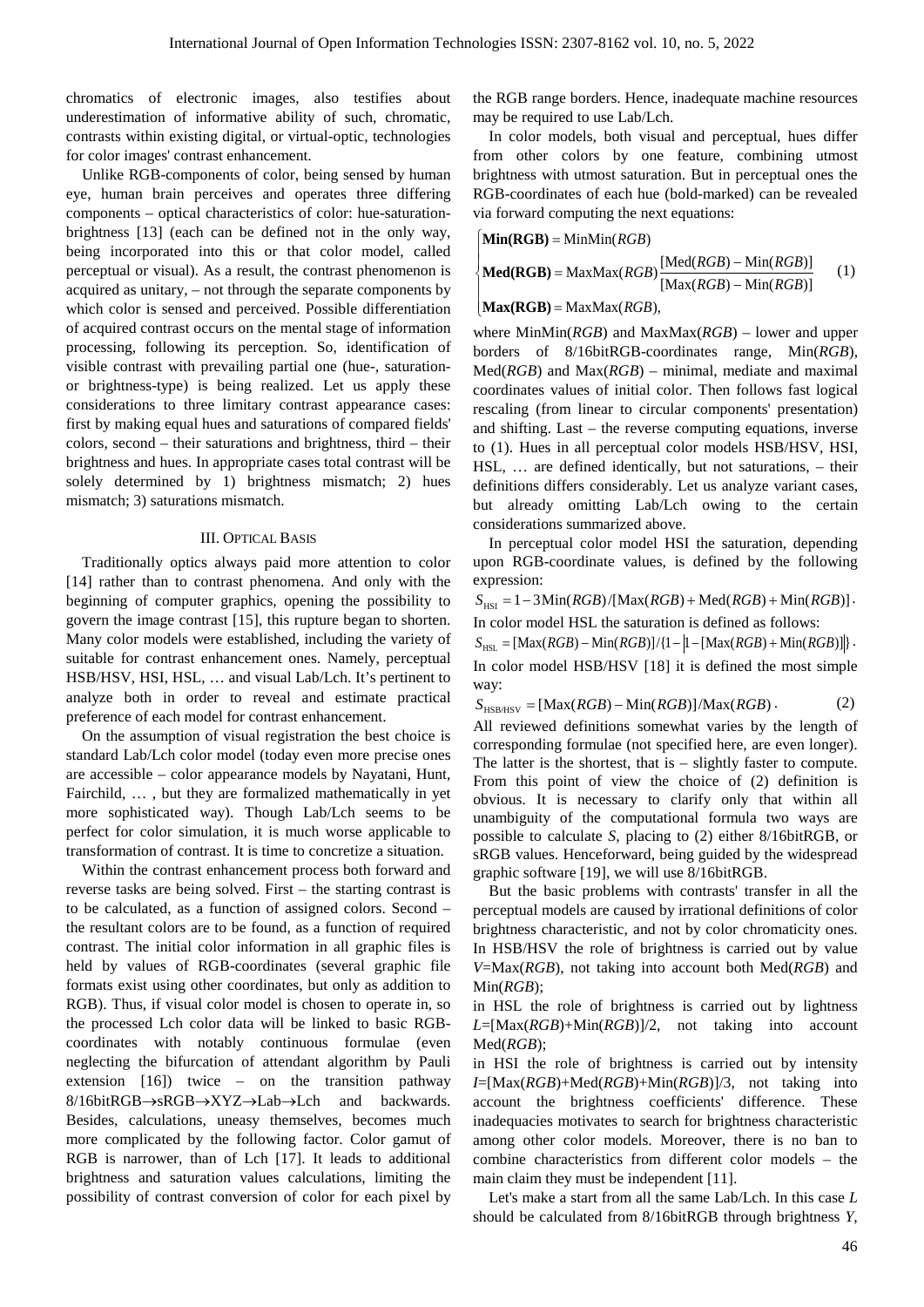chromatics of electronic images, also testifies about underestimation of informative ability of such, chromatic, contrasts within existing digital, or virtual-optic, technologies for color images' contrast enhancement.

Unlike RGB-components of color, being sensed by human eye, human brain perceives and operates three differing components – optical characteristics of color: hue-saturation-brightness [13] (each can be defined not in the only way, being incorporated into this or that color model, called perceptual or visual). As a result, the contrast phenomenon is acquired as unitary, – not through the separate components by which color is sensed and perceived. Possible differentiation of acquired contrast occurs on the mental stage of information processing, following its perception. So, identification of visible contrast with prevailing partial one (hue-, saturation- or brightness-type) is being realized. Let us apply these considerations to three limitary contrast appearance cases: first by making equal hues and saturations of compared fields' colors, second – their saturations and brightness, third – their brightness and hues. In appropriate cases total contrast will be solely determined by 1) brightness mismatch; 2) hues mismatch; 3) saturations mismatch.

## III. Optical Basis

Traditionally optics always paid more attention to color [14] rather than to contrast phenomena. And only with the beginning of computer graphics, opening the possibility to govern the image contrast [15], this rupture began to shorten. Many color models were established, including the variety of suitable for contrast enhancement ones. Namely, perceptual HSB/HSV, HSI, HSL, … and visual Lab/Lch. It's pertinent to analyze both in order to reveal and estimate practical preference of each model for contrast enhancement.

On the assumption of visual registration the best choice is standard Lab/Lch color model (today even more precise ones are accessible – color appearance models by Nayatani, Hunt, Fairchild, … , but they are formalized mathematically in yet more sophisticated way). Though Lab/Lch seems to be perfect for color simulation, it is much worse applicable to transformation of contrast. It is time to concretize a situation.

Within the contrast enhancement process both forward and reverse tasks are being solved. First – the starting contrast is to be calculated, as a function of assigned colors. Second – the resultant colors are to be found, as a function of required contrast. The initial color information in all graphic files is held by values of RGB-coordinates (several graphic file formats exist using other coordinates, but only as addition to RGB). Thus, if visual color model is chosen to operate in, so the processed Lch color data will be linked to basic RGB-coordinates with notably continuous formulae (even neglecting the bifurcation of attendant algorithm by Pauli extension [16]) twice – on the transition pathway 8/16bitRGB→sRGB→XYZ→Lab→Lch and backwards. Besides, calculations, uneasy themselves, becomes much more complicated by the following factor. Color gamut of RGB is narrower, than of Lch [17]. It leads to additional brightness and saturation values calculations, limiting the possibility of contrast conversion of color for each pixel by the RGB range borders. Hence, inadequate machine resources may be required to use Lab/Lch.

In color models, both visual and perceptual, hues differ from other colors by one feature, combining utmost brightness with utmost saturation. But in perceptual ones the RGB-coordinates of each hue (bold-marked) can be revealed via forward computing the next equations:

$$\begin{cases} \mathbf{Min(RGB)} = \mathrm{MinMin}(RGB) \\ \mathbf{Med(RGB)} = \mathrm{MaxMax}(RGB)\dfrac{[\mathrm{Med}(RGB) - \mathrm{Min}(RGB)]}{[\mathrm{Max}(RGB) - \mathrm{Min}(RGB)]} \\ \mathbf{Max(RGB)} = \mathrm{MaxMax}(RGB), \end{cases} \quad (1)$$

where $\mathrm{MinMin}(RGB)$ and $\mathrm{MaxMax}(RGB)$ – lower and upper borders of 8/16bitRGB-coordinates range, $\mathrm{Min}(RGB)$, $\mathrm{Med}(RGB)$ and $\mathrm{Max}(RGB)$ – minimal, mediate and maximal coordinates values of initial color. Then follows fast logical rescaling (from linear to circular components' presentation) and shifting. Last – the reverse computing equations, inverse to (1). Hues in all perceptual color models HSB/HSV, HSI, HSL, … are defined identically, but not saturations, – their definitions differs considerably. Let us analyze variant cases, but already omitting Lab/Lch owing to the certain considerations summarized above.

In perceptual color model HSI the saturation, depending upon RGB-coordinate values, is defined by the following expression:

$S_{\mathrm{HSI}} = 1 - 3\mathrm{Min}(RGB)/[\mathrm{Max}(RGB) + \mathrm{Med}(RGB) + \mathrm{Min}(RGB)]$.

In color model HSL the saturation is defined as follows:

$S_{\mathrm{HSL}} = [\mathrm{Max}(RGB) - \mathrm{Min}(RGB)]/\{1 - |1 - [\mathrm{Max}(RGB) + \mathrm{Min}(RGB)]|\}$.

In color model HSB/HSV [18] it is defined the most simple way:

$$S_{\mathrm{HSB/HSV}} = [\mathrm{Max}(RGB) - \mathrm{Min}(RGB)]/\mathrm{Max}(RGB). \quad (2)$$

All reviewed definitions somewhat varies by the length of corresponding formulae (not specified here, are even longer). The latter is the shortest, that is – slightly faster to compute. From this point of view the choice of (2) definition is obvious. It is necessary to clarify only that within all unambiguity of the computational formula two ways are possible to calculate *S*, placing to (2) either 8/16bitRGB, or sRGB values. Henceforward, being guided by the widespread graphic software [19], we will use 8/16bitRGB.

But the basic problems with contrasts' transfer in all the perceptual models are caused by irrational definitions of color brightness characteristic, and not by color chromaticity ones. In HSB/HSV the role of brightness is carried out by value $V$=$\mathrm{Max}(RGB)$, not taking into account both $\mathrm{Med}(RGB)$ and $\mathrm{Min}(RGB)$;

in HSL the role of brightness is carried out by lightness $L$=$[\mathrm{Max}(RGB)+\mathrm{Min}(RGB)]/2$, not taking into account $\mathrm{Med}(RGB)$;

in HSI the role of brightness is carried out by intensity $I$=$[\mathrm{Max}(RGB)+\mathrm{Med}(RGB)+\mathrm{Min}(RGB)]/3$, not taking into account the brightness coefficients' difference. These inadequacies motivates to search for brightness characteristic among other color models. Moreover, there is no ban to combine characteristics from different color models – the main claim they must be independent [11].

Let's make a start from all the same Lab/Lch. In this case *L* should be calculated from 8/16bitRGB through brightness *Y*,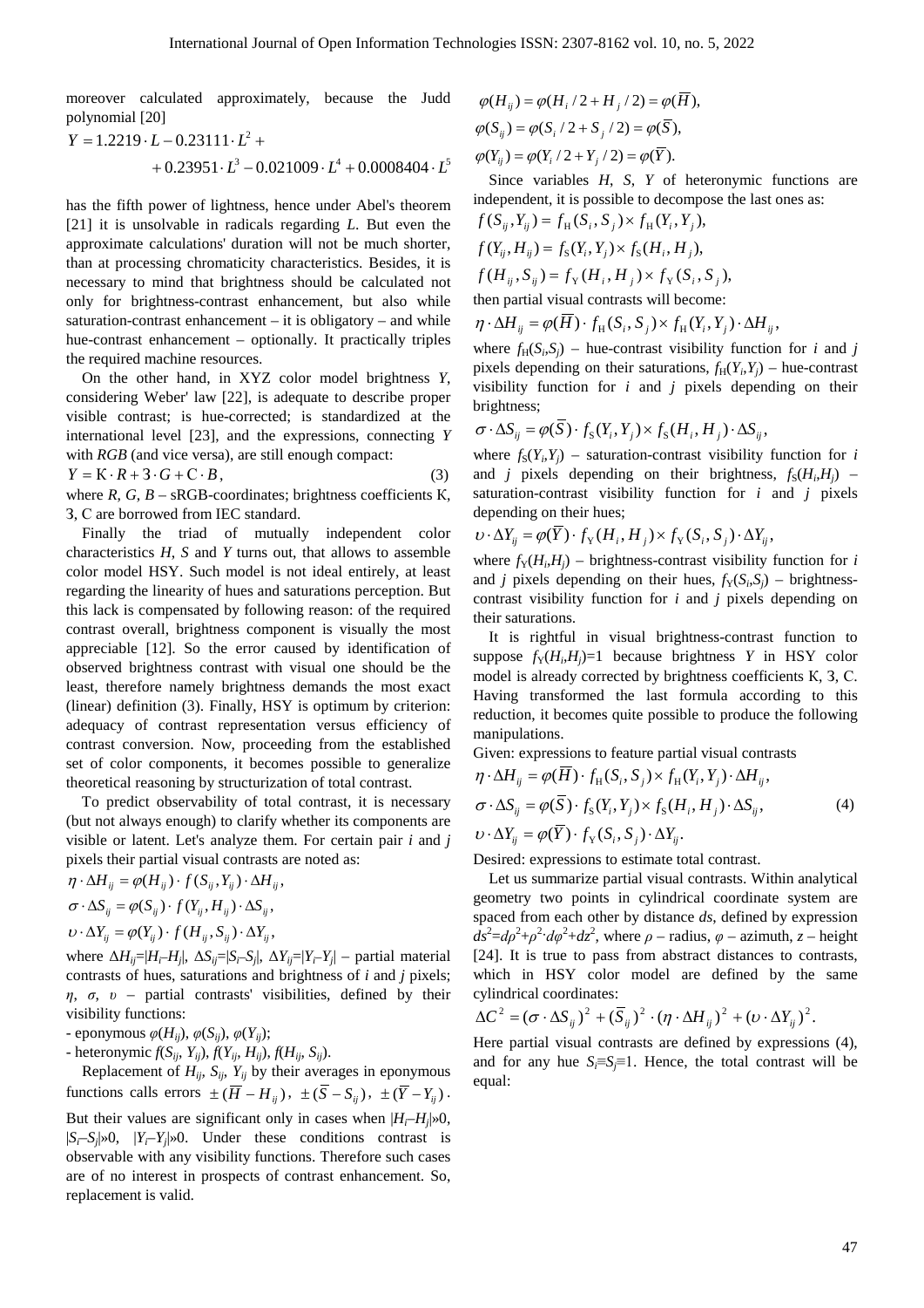moreover calculated approximately, because the Judd polynomial [20]

$$Y = 1.2219 \cdot L - 0.23111 \cdot L^2 + \\ + 0.23951 \cdot L^3 - 0.021009 \cdot L^4 + 0.0008404 \cdot L^5$$

has the fifth power of lightness, hence under Abel's theorem [21] it is unsolvable in radicals regarding *L*. But even the approximate calculations' duration will not be much shorter, than at processing chromaticity characteristics. Besides, it is necessary to mind that brightness should be calculated not only for brightness-contrast enhancement, but also while saturation-contrast enhancement – it is obligatory – and while hue-contrast enhancement – optionally. It practically triples the required machine resources.

On the other hand, in XYZ color model brightness *Y*, considering Weber' law [22], is adequate to describe proper visible contrast; is hue-corrected; is standardized at the international level [23], and the expressions, connecting *Y* with *RGB* (and vice versa), are still enough compact:

$$Y = \mathrm{K} \cdot R + \mathrm{З} \cdot G + \mathrm{C} \cdot B, \qquad (3)$$

where *R*, *G*, *B* – sRGB-coordinates; brightness coefficients К, З, С are borrowed from IEC standard.

Finally the triad of mutually independent color characteristics *H*, *S* and *Y* turns out, that allows to assemble color model HSY. Such model is not ideal entirely, at least regarding the linearity of hues and saturations perception. But this lack is compensated by following reason: of the required contrast overall, brightness component is visually the most appreciable [12]. So the error caused by identification of observed brightness contrast with visual one should be the least, therefore namely brightness demands the most exact (linear) definition (3). Finally, HSY is optimum by criterion: adequacy of contrast representation versus efficiency of contrast conversion. Now, proceeding from the established set of color components, it becomes possible to generalize theoretical reasoning by structurization of total contrast.

To predict observability of total contrast, it is necessary (but not always enough) to clarify whether its components are visible or latent. Let's analyze them. For certain pair *i* and *j* pixels their partial visual contrasts are noted as:

$$\eta \cdot \Delta H_{ij} = \varphi(H_{ij}) \cdot f(S_{ij}, Y_{ij}) \cdot \Delta H_{ij},$$
$$\sigma \cdot \Delta S_{ij} = \varphi(S_{ij}) \cdot f(Y_{ij}, H_{ij}) \cdot \Delta S_{ij},$$
$$\upsilon \cdot \Delta Y_{ij} = \varphi(Y_{ij}) \cdot f(H_{ij}, S_{ij}) \cdot \Delta Y_{ij},$$

where $\Delta H_{ij}=|H_i–H_j|$, $\Delta S_{ij}=|S_i–S_j|$, $\Delta Y_{ij}=|Y_i–Y_j|$ – partial material contrasts of hues, saturations and brightness of *i* and *j* pixels; $\eta$, $\sigma$, $\upsilon$ – partial contrasts' visibilities, defined by their visibility functions:

- eponymous $\varphi(H_{ij})$, $\varphi(S_{ij})$, $\varphi(Y_{ij})$;
- heteronymic $f(S_{ij}, Y_{ij})$, $f(Y_{ij}, H_{ij})$, $f(H_{ij}, S_{ij})$.

Replacement of $H_{ij}$, $S_{ij}$, $Y_{ij}$ by their averages in eponymous functions calls errors $\pm(\overline{H} - H_{ij})$, $\pm(\overline{S} - S_{ij})$, $\pm(\overline{Y} - Y_{ij})$. But their values are significant only in cases when $|H_i–H_j|»0$, $|S_i–S_j|»0$, $|Y_i–Y_j|»0$. Under these conditions contrast is observable with any visibility functions. Therefore such cases are of no interest in prospects of contrast enhancement. So, replacement is valid.

$$\varphi(H_{ij}) = \varphi(H_i/2 + H_j/2) = \varphi(\overline{H}),$$
$$\varphi(S_{ij}) = \varphi(S_i/2 + S_j/2) = \varphi(\overline{S}),$$
$$\varphi(Y_{ij}) = \varphi(Y_i/2 + Y_j/2) = \varphi(\overline{Y}).$$

Since variables *H*, *S*, *Y* of heteronymic functions are independent, it is possible to decompose the last ones as:

$$f(S_{ij}, Y_{ij}) = f_{\mathrm{H}}(S_i, S_j) \times f_{\mathrm{H}}(Y_i, Y_j),$$
$$f(Y_{ij}, H_{ij}) = f_{\mathrm{S}}(Y_i, Y_j) \times f_{\mathrm{S}}(H_i, H_j),$$
$$f(H_{ij}, S_{ij}) = f_{\mathrm{Y}}(H_i, H_j) \times f_{\mathrm{Y}}(S_i, S_j),$$

then partial visual contrasts will become:

$$\eta \cdot \Delta H_{ij} = \varphi(\overline{H}) \cdot f_{\mathrm{H}}(S_i, S_j) \times f_{\mathrm{H}}(Y_i, Y_j) \cdot \Delta H_{ij},$$

where $f_{\mathrm{H}}(S_i,S_j)$ – hue-contrast visibility function for *i* and *j* pixels depending on their saturations, $f_{\mathrm{H}}(Y_i,Y_j)$ – hue-contrast visibility function for *i* and *j* pixels depending on their brightness;

$$\sigma \cdot \Delta S_{ij} = \varphi(\overline{S}) \cdot f_{\mathrm{S}}(Y_i, Y_j) \times f_{\mathrm{S}}(H_i, H_j) \cdot \Delta S_{ij},$$

where $f_{\mathrm{S}}(Y_i,Y_j)$ – saturation-contrast visibility function for *i* and *j* pixels depending on their brightness, $f_{\mathrm{S}}(H_i,H_j)$ – saturation-contrast visibility function for *i* and *j* pixels depending on their hues;

$$\upsilon \cdot \Delta Y_{ij} = \varphi(\overline{Y}) \cdot f_{\mathrm{Y}}(H_i, H_j) \times f_{\mathrm{Y}}(S_i, S_j) \cdot \Delta Y_{ij},$$

where $f_{\mathrm{Y}}(H_i,H_j)$ – brightness-contrast visibility function for *i* and *j* pixels depending on their hues, $f_{\mathrm{Y}}(S_i,S_j)$ – brightness-contrast visibility function for *i* and *j* pixels depending on their saturations.

It is rightful in visual brightness-contrast function to suppose $f_{\mathrm{Y}}(H_i,H_j)=1$ because brightness *Y* in HSY color model is already corrected by brightness coefficients К, З, С. Having transformed the last formula according to this reduction, it becomes quite possible to produce the following manipulations.

Given: expressions to feature partial visual contrasts

$$\eta \cdot \Delta H_{ij} = \varphi(\overline{H}) \cdot f_{\mathrm{H}}(S_i, S_j) \times f_{\mathrm{H}}(Y_i, Y_j) \cdot \Delta H_{ij},$$
$$\sigma \cdot \Delta S_{ij} = \varphi(\overline{S}) \cdot f_{\mathrm{S}}(Y_i, Y_j) \times f_{\mathrm{S}}(H_i, H_j) \cdot \Delta S_{ij}, \qquad (4)$$
$$\upsilon \cdot \Delta Y_{ij} = \varphi(\overline{Y}) \cdot f_{\mathrm{Y}}(S_i, S_j) \cdot \Delta Y_{ij}.$$

Desired: expressions to estimate total contrast.

Let us summarize partial visual contrasts. Within analytical geometry two points in cylindrical coordinate system are spaced from each other by distance *ds*, defined by expression $ds^2=d\rho^2+\rho^2 \cdot d\varphi^2+dz^2$, where $\rho$ – radius, $\varphi$ – azimuth, *z* – height [24]. It is true to pass from abstract distances to contrasts, which in HSY color model are defined by the same cylindrical coordinates:

$$\Delta C^2 = (\sigma \cdot \Delta S_{ij})^2 + (\overline{S}_{ij})^2 \cdot (\eta \cdot \Delta H_{ij})^2 + (\upsilon \cdot \Delta Y_{ij})^2.$$

Here partial visual contrasts are defined by expressions (4), and for any hue $S_i \equiv S_j \equiv 1$. Hence, the total contrast will be equal: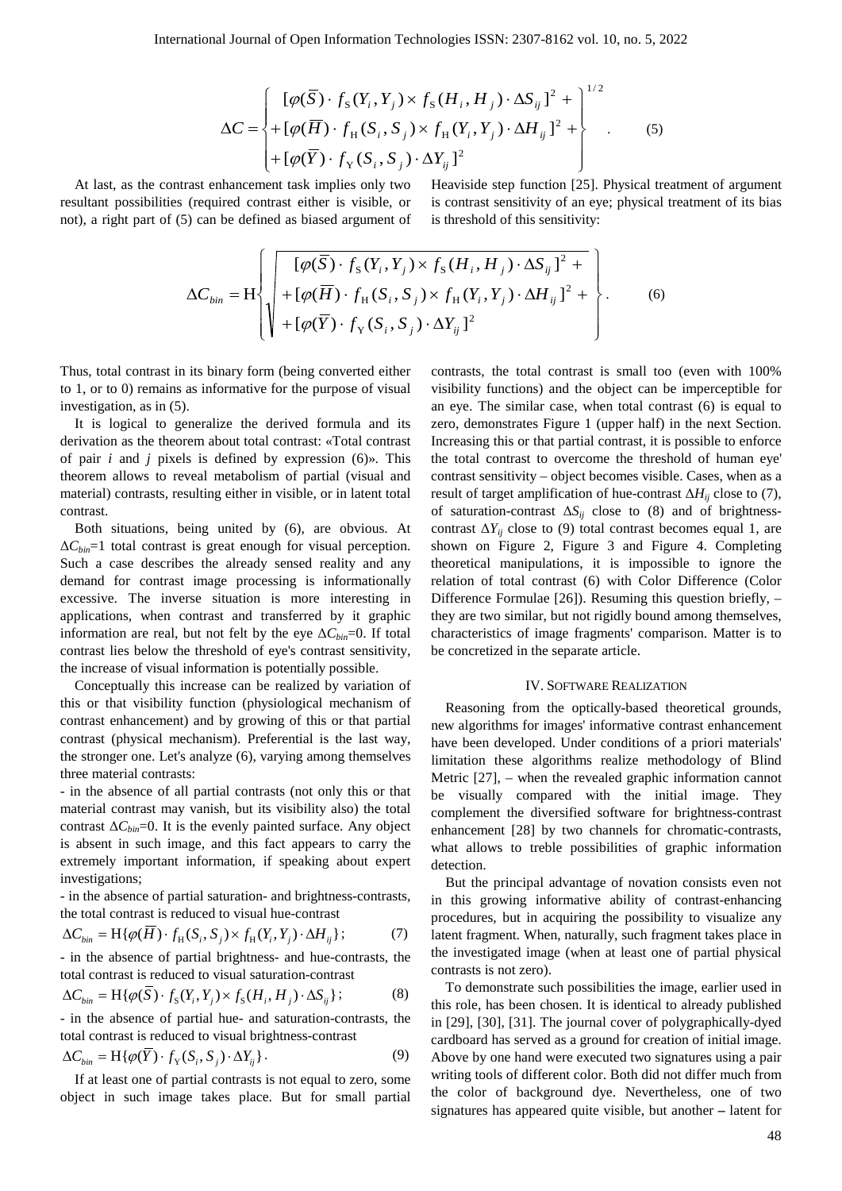$$\Delta C = \left\{ \begin{aligned} &[\varphi(\overline{S}) \cdot f_{\mathrm{S}}(Y_i, Y_j) \times f_{\mathrm{S}}(H_i, H_j) \cdot \Delta S_{ij}]^2 + \\ &+ [\varphi(\overline{H}) \cdot f_{\mathrm{H}}(S_i, S_j) \times f_{\mathrm{H}}(Y_i, Y_j) \cdot \Delta H_{ij}]^2 + \\ &+ [\varphi(\overline{Y}) \cdot f_{\mathrm{Y}}(S_i, S_j) \cdot \Delta Y_{ij}]^2 \end{aligned} \right\}^{1/2}. \tag{5}$$

At last, as the contrast enhancement task implies only two resultant possibilities (required contrast either is visible, or not), a right part of (5) can be defined as biased argument of Heaviside step function [25]. Physical treatment of argument is contrast sensitivity of an eye; physical treatment of its bias is threshold of this sensitivity:

$$\Delta C_{bin} = \mathrm{H}\left\{ \sqrt{ \begin{aligned} &[\varphi(\overline{S}) \cdot f_{\mathrm{S}}(Y_i, Y_j) \times f_{\mathrm{S}}(H_i, H_j) \cdot \Delta S_{ij}]^2 + \\ &+ [\varphi(\overline{H}) \cdot f_{\mathrm{H}}(S_i, S_j) \times f_{\mathrm{H}}(Y_i, Y_j) \cdot \Delta H_{ij}]^2 + \\ &+ [\varphi(\overline{Y}) \cdot f_{\mathrm{Y}}(S_i, S_j) \cdot \Delta Y_{ij}]^2 \end{aligned} } \right\}. \tag{6}$$

Thus, total contrast in its binary form (being converted either to 1, or to 0) remains as informative for the purpose of visual investigation, as in (5).

It is logical to generalize the derived formula and its derivation as the theorem about total contrast: «Total contrast of pair *i* and *j* pixels is defined by expression (6)». This theorem allows to reveal metabolism of partial (visual and material) contrasts, resulting either in visible, or in latent total contrast.

Both situations, being united by (6), are obvious. At $\Delta C_{bin}$=1 total contrast is great enough for visual perception. Such a case describes the already sensed reality and any demand for contrast image processing is informationally excessive. The inverse situation is more interesting in applications, when contrast and transferred by it graphic information are real, but not felt by the eye $\Delta C_{bin}$=0. If total contrast lies below the threshold of eye's contrast sensitivity, the increase of visual information is potentially possible.

Conceptually this increase can be realized by variation of this or that visibility function (physiological mechanism of contrast enhancement) and by growing of this or that partial contrast (physical mechanism). Preferential is the last way, the stronger one. Let's analyze (6), varying among themselves three material contrasts:

- in the absence of all partial contrasts (not only this or that material contrast may vanish, but its visibility also) the total contrast $\Delta C_{bin}$=0. It is the evenly painted surface. Any object is absent in such image, and this fact appears to carry the extremely important information, if speaking about expert investigations;

- in the absence of partial saturation- and brightness-contrasts, the total contrast is reduced to visual hue-contrast

$$\Delta C_{bin} = \mathrm{H}\{\varphi(\overline{H}) \cdot f_{\mathrm{H}}(S_i, S_j) \times f_{\mathrm{H}}(Y_i, Y_j) \cdot \Delta H_{ij}\}; \tag{7}$$

- in the absence of partial brightness- and hue-contrasts, the total contrast is reduced to visual saturation-contrast

$$\Delta C_{bin} = \mathrm{H}\{\varphi(\overline{S}) \cdot f_{\mathrm{S}}(Y_i, Y_j) \times f_{\mathrm{S}}(H_i, H_j) \cdot \Delta S_{ij}\}; \tag{8}$$

- in the absence of partial hue- and saturation-contrasts, the total contrast is reduced to visual brightness-contrast

$$\Delta C_{bin} = \mathrm{H}\{\varphi(\overline{Y}) \cdot f_{\mathrm{Y}}(S_i, S_j) \cdot \Delta Y_{ij}\}. \tag{9}$$

If at least one of partial contrasts is not equal to zero, some object in such image takes place. But for small partial contrasts, the total contrast is small too (even with 100% visibility functions) and the object can be imperceptible for an eye. The similar case, when total contrast (6) is equal to zero, demonstrates Figure 1 (upper half) in the next Section. Increasing this or that partial contrast, it is possible to enforce the total contrast to overcome the threshold of human eye' contrast sensitivity – object becomes visible. Cases, when as a result of target amplification of hue-contrast $\Delta H_{ij}$ close to (7), of saturation-contrast $\Delta S_{ij}$ close to (8) and of brightness-contrast $\Delta Y_{ij}$ close to (9) total contrast becomes equal 1, are shown on Figure 2, Figure 3 and Figure 4. Completing theoretical manipulations, it is impossible to ignore the relation of total contrast (6) with Color Difference (Color Difference Formulae [26]). Resuming this question briefly, – they are two similar, but not rigidly bound among themselves, characteristics of image fragments' comparison. Matter is to be concretized in the separate article.

## IV. Software Realization

Reasoning from the optically-based theoretical grounds, new algorithms for images' informative contrast enhancement have been developed. Under conditions of a priori materials' limitation these algorithms realize methodology of Blind Metric [27], – when the revealed graphic information cannot be visually compared with the initial image. They complement the diversified software for brightness-contrast enhancement [28] by two channels for chromatic-contrasts, what allows to treble possibilities of graphic information detection.

But the principal advantage of novation consists even not in this growing informative ability of contrast-enhancing procedures, but in acquiring the possibility to visualize any latent fragment. When, naturally, such fragment takes place in the investigated image (when at least one of partial physical contrasts is not zero).

To demonstrate such possibilities the image, earlier used in this role, has been chosen. It is identical to already published in [29], [30], [31]. The journal cover of polygraphically-dyed cardboard has served as a ground for creation of initial image. Above by one hand were executed two signatures using a pair writing tools of different color. Both did not differ much from the color of background dye. Nevertheless, one of two signatures has appeared quite visible, but another **–** latent for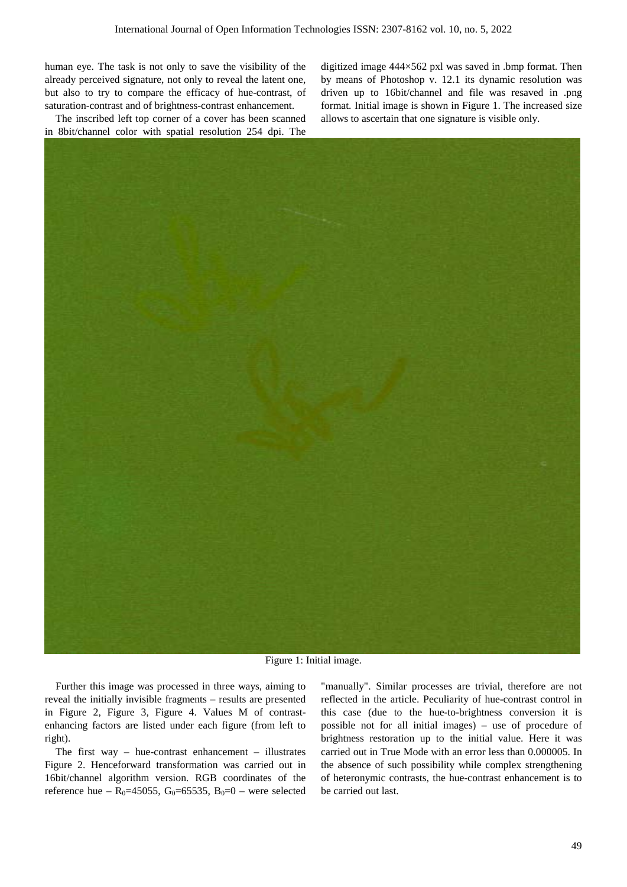human eye. The task is not only to save the visibility of the already perceived signature, not only to reveal the latent one, but also to try to compare the efficacy of hue-contrast, of saturation-contrast and of brightness-contrast enhancement.

The inscribed left top corner of a cover has been scanned in 8bit/channel color with spatial resolution 254 dpi. The digitized image 444×562 pxl was saved in .bmp format. Then by means of Photoshop v. 12.1 its dynamic resolution was driven up to 16bit/channel and file was resaved in .png format. Initial image is shown in Figure 1. The increased size allows to ascertain that one signature is visible only.

Figure 1: Initial image.

Further this image was processed in three ways, aiming to reveal the initially invisible fragments – results are presented in Figure 2, Figure 3, Figure 4. Values M of contrast-enhancing factors are listed under each figure (from left to right).

The first way – hue-contrast enhancement – illustrates Figure 2. Henceforward transformation was carried out in 16bit/channel algorithm version. RGB coordinates of the reference hue – $R_0$=45055, $G_0$=65535, $B_0$=0 – were selected "manually". Similar processes are trivial, therefore are not reflected in the article. Peculiarity of hue-contrast control in this case (due to the hue-to-brightness conversion it is possible not for all initial images) – use of procedure of brightness restoration up to the initial value. Here it was carried out in True Mode with an error less than 0.000005. In the absence of such possibility while complex strengthening of heteronymic contrasts, the hue-contrast enhancement is to be carried out last.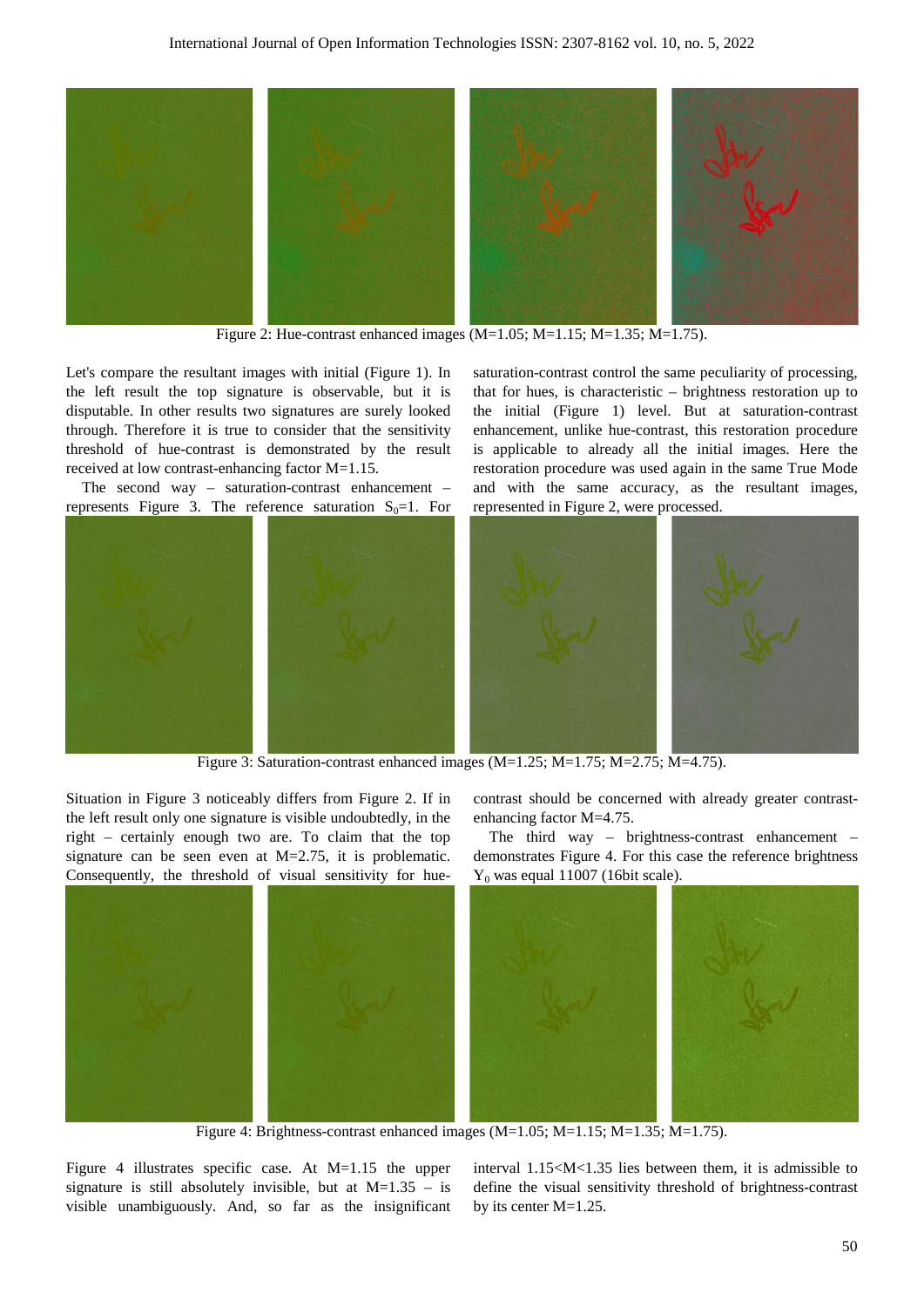Figure 2: Hue-contrast enhanced images (M=1.05; M=1.15; M=1.35; M=1.75).

Let's compare the resultant images with initial (Figure 1). In the left result the top signature is observable, but it is disputable. In other results two signatures are surely looked through. Therefore it is true to consider that the sensitivity threshold of hue-contrast is demonstrated by the result received at low contrast-enhancing factor M=1.15.

The second way – saturation-contrast enhancement – represents Figure 3. The reference saturation $S_0$=1. For saturation-contrast control the same peculiarity of processing, that for hues, is characteristic – brightness restoration up to the initial (Figure 1) level. But at saturation-contrast enhancement, unlike hue-contrast, this restoration procedure is applicable to already all the initial images. Here the restoration procedure was used again in the same True Mode and with the same accuracy, as the resultant images, represented in Figure 2, were processed.

Figure 3: Saturation-contrast enhanced images (M=1.25; M=1.75; M=2.75; M=4.75).

Situation in Figure 3 noticeably differs from Figure 2. If in the left result only one signature is visible undoubtedly, in the right – certainly enough two are. To claim that the top signature can be seen even at M=2.75, it is problematic. Consequently, the threshold of visual sensitivity for hue-contrast should be concerned with already greater contrast-enhancing factor M=4.75.

The third way – brightness-contrast enhancement – demonstrates Figure 4. For this case the reference brightness $Y_0$ was equal 11007 (16bit scale).

Figure 4: Brightness-contrast enhanced images (M=1.05; M=1.15; M=1.35; M=1.75).

Figure 4 illustrates specific case. At M=1.15 the upper signature is still absolutely invisible, but at M=1.35 – is visible unambiguously. And, so far as the insignificant interval 1.15<M<1.35 lies between them, it is admissible to define the visual sensitivity threshold of brightness-contrast by its center M=1.25.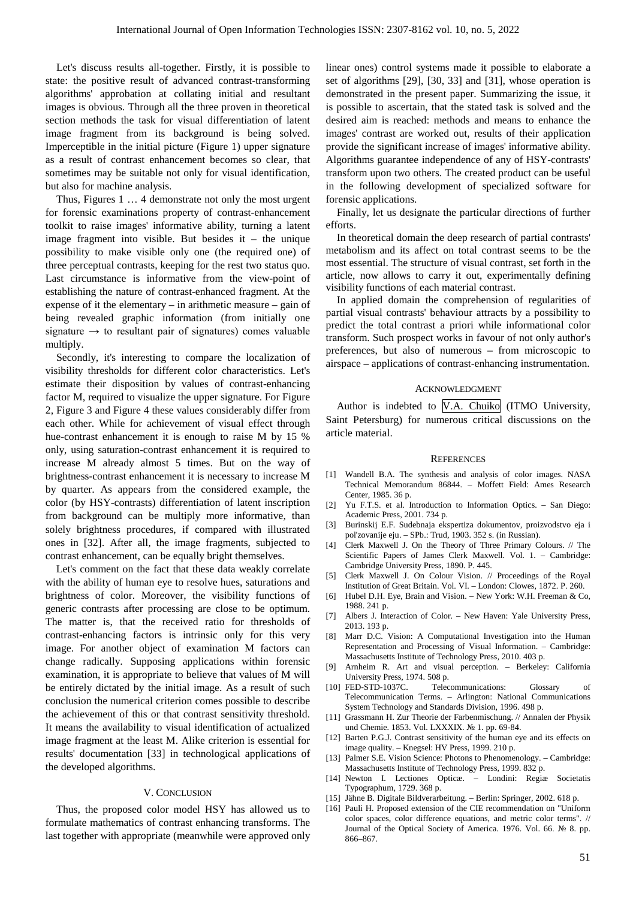Let's discuss results all-together. Firstly, it is possible to state: the positive result of advanced contrast-transforming algorithms' approbation at collating initial and resultant images is obvious. Through all the three proven in theoretical section methods the task for visual differentiation of latent image fragment from its background is being solved. Imperceptible in the initial picture (Figure 1) upper signature as a result of contrast enhancement becomes so clear, that sometimes may be suitable not only for visual identification, but also for machine analysis.

Thus, Figures 1 … 4 demonstrate not only the most urgent for forensic examinations property of contrast-enhancement toolkit to raise images' informative ability, turning a latent image fragment into visible. But besides it – the unique possibility to make visible only one (the required one) of three perceptual contrasts, keeping for the rest two status quo. Last circumstance is informative from the view-point of establishing the nature of contrast-enhanced fragment. At the expense of it the elementary **–** in arithmetic measure **–** gain of being revealed graphic information (from initially one signature → to resultant pair of signatures) comes valuable multiply.

Secondly, it's interesting to compare the localization of visibility thresholds for different color characteristics. Let's estimate their disposition by values of contrast-enhancing factor M, required to visualize the upper signature. For Figure 2, Figure 3 and Figure 4 these values considerably differ from each other. While for achievement of visual effect through hue-contrast enhancement it is enough to raise M by 15 % only, using saturation-contrast enhancement it is required to increase M already almost 5 times. But on the way of brightness-contrast enhancement it is necessary to increase M by quarter. As appears from the considered example, the color (by HSY-contrasts) differentiation of latent inscription from background can be multiply more informative, than solely brightness procedures, if compared with illustrated ones in [32]. After all, the image fragments, subjected to contrast enhancement, can be equally bright themselves.

Let's comment on the fact that these data weakly correlate with the ability of human eye to resolve hues, saturations and brightness of color. Moreover, the visibility functions of generic contrasts after processing are close to be optimum. The matter is, that the received ratio for thresholds of contrast-enhancing factors is intrinsic only for this very image. For another object of examination M factors can change radically. Supposing applications within forensic examination, it is appropriate to believe that values of M will be entirely dictated by the initial image. As a result of such conclusion the numerical criterion comes possible to describe the achievement of this or that contrast sensitivity threshold. It means the availability to visual identification of actualized image fragment at the least M. Alike criterion is essential for results' documentation [33] in technological applications of the developed algorithms.

## V. Conclusion

Thus, the proposed color model HSY has allowed us to formulate mathematics of contrast enhancing transforms. The last together with appropriate (meanwhile were approved only linear ones) control systems made it possible to elaborate a set of algorithms [29], [30, 33] and [31], whose operation is demonstrated in the present paper. Summarizing the issue, it is possible to ascertain, that the stated task is solved and the desired aim is reached: methods and means to enhance the images' contrast are worked out, results of their application provide the significant increase of images' informative ability. Algorithms guarantee independence of any of HSY-contrasts' transform upon two others. The created product can be useful in the following development of specialized software for forensic applications.

Finally, let us designate the particular directions of further efforts.

In theoretical domain the deep research of partial contrasts' metabolism and its affect on total contrast seems to be the most essential. The structure of visual contrast, set forth in the article, now allows to carry it out, experimentally defining visibility functions of each material contrast.

In applied domain the comprehension of regularities of partial visual contrasts' behaviour attracts by a possibility to predict the total contrast a priori while informational color transform. Such prospect works in favour of not only author's preferences, but also of numerous **–** from microscopic to airspace **–** applications of contrast-enhancing instrumentation.

## Acknowledgment

Author is indebted to V.A. Chuiko (ITMO University, Saint Petersburg) for numerous critical discussions on the article material.

## References

[1] Wandell B.A. The synthesis and analysis of color images. NASA Technical Memorandum 86844. – Moffett Field: Ames Research Center, 1985. 36 p.

[2] Yu F.T.S. et al. Introduction to Information Optics. – San Diego: Academic Press, 2001. 734 p.

[3] Burinskij E.F. Sudebnaja ekspertiza dokumentov, proizvodstvo eja i pol'zovanije eju. – SPb.: Trud, 1903. 352 s. (in Russian).

[4] Clerk Maxwell J. On the Theory of Three Primary Colours. // The Scientific Papers of James Clerk Maxwell. Vol. 1. – Cambridge: Cambridge University Press, 1890. P. 445.

[5] Clerk Maxwell J. On Colour Vision. // Proceedings of the Royal Institution of Great Britain. Vol. VI. – London: Clowes, 1872. P. 260.

[6] Hubel D.H. Eye, Brain and Vision. – New York: W.H. Freeman & Co, 1988. 241 p.

[7] Albers J. Interaction of Color. – New Haven: Yale University Press, 2013. 193 p.

[8] Marr D.C. Vision: A Computational Investigation into the Human Representation and Processing of Visual Information. – Cambridge: Massachusetts Institute of Technology Press, 2010. 403 p.

[9] Arnheim R. Art and visual perception. – Berkeley: California University Press, 1974. 508 p.

[10] FED-STD-1037C. Telecommunications: Glossary of Telecommunication Terms. – Arlington: National Communications System Technology and Standards Division, 1996. 498 p.

[11] Grassmann H. Zur Theorie der Farbenmischung. // Annalen der Physik und Chemie. 1853. Vol. LXXXIX. № 1. pp. 69-84.

[12] Barten P.G.J. Contrast sensitivity of the human eye and its effects on image quality. – Knegsel: HV Press, 1999. 210 p.

[13] Palmer S.E. Vision Science: Photons to Phenomenology. – Cambridge: Massachusetts Institute of Technology Press, 1999. 832 p.

[14] Newton I. Lectiones Opticæ. – Londini: Regiæ Societatis Typographum, 1729. 368 p.

[15] Jähne B. Digitale Bildverarbeitung. – Berlin: Springer, 2002. 618 p.

[16] Pauli H. Proposed extension of the CIE recommendation on "Uniform color spaces, color difference equations, and metric color terms". // Journal of the Optical Society of America. 1976. Vol. 66. № 8. pp. 866–867.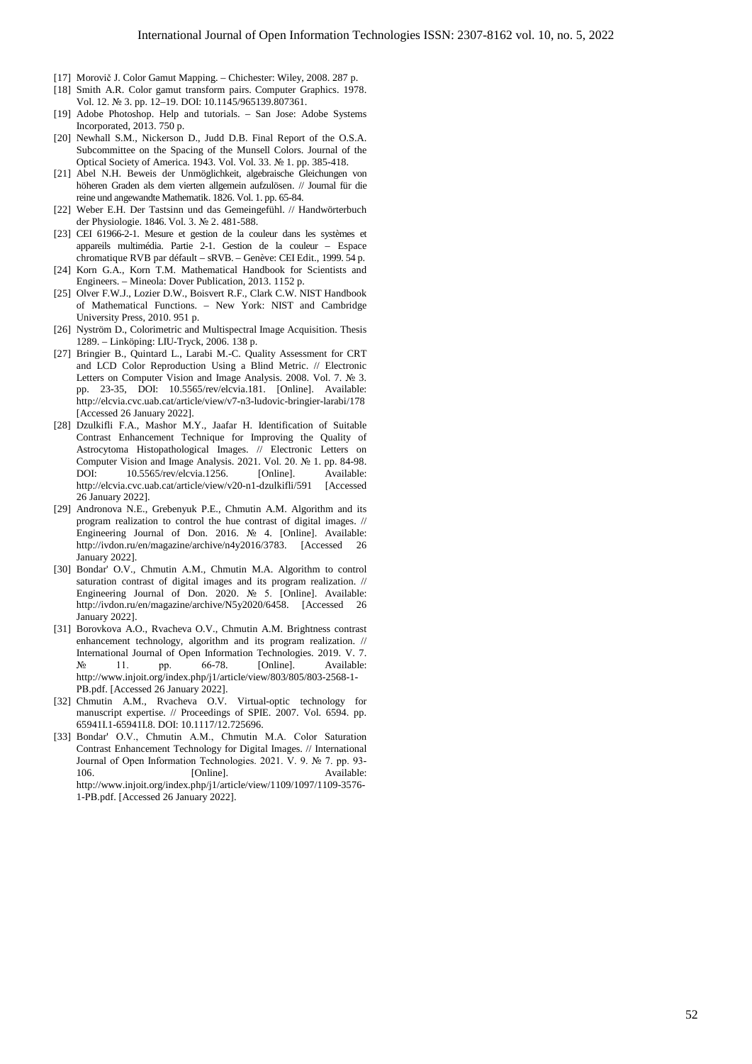[17] Morovič J. Color Gamut Mapping. – Chichester: Wiley, 2008. 287 p.

[18] Smith A.R. Color gamut transform pairs. Computer Graphics. 1978. Vol. 12. № 3. pp. 12–19. DOI: 10.1145/965139.807361.

[19] Adobe Photoshop. Help and tutorials. – San Jose: Adobe Systems Incorporated, 2013. 750 p.

[20] Newhall S.M., Nickerson D., Judd D.B. Final Report of the O.S.A. Subcommittee on the Spacing of the Munsell Colors. Journal of the Optical Society of America. 1943. Vol. Vol. 33. № 1. pp. 385-418.

[21] Abel N.H. Beweis der Unmöglichkeit, algebraische Gleichungen von höheren Graden als dem vierten allgemein aufzulösen. // Journal für die reine und angewandte Mathematik. 1826. Vol. 1. pp. 65-84.

[22] Weber E.H. Der Tastsinn und das Gemeingefühl. // Handwörterbuch der Physiologie. 1846. Vol. 3. № 2. 481-588.

[23] CEI 61966-2-1. Mesure et gestion de la couleur dans les systèmes et appareils multimédia. Partie 2-1. Gestion de la couleur – Espace chromatique RVB par défault – sRVB. – Genève: CEI Edit., 1999. 54 p.

[24] Korn G.A., Korn T.M. Mathematical Handbook for Scientists and Engineers. – Mineola: Dover Publication, 2013. 1152 p.

[25] Olver F.W.J., Lozier D.W., Boisvert R.F., Clark C.W. NIST Handbook of Mathematical Functions. – New York: NIST and Cambridge University Press, 2010. 951 p.

[26] Nyström D., Colorimetric and Multispectral Image Acquisition. Thesis 1289. – Linköping: LIU-Tryck, 2006. 138 p.

[27] Bringier B., Quintard L., Larabi M.-C. Quality Assessment for CRT and LCD Color Reproduction Using a Blind Metric. // Electronic Letters on Computer Vision and Image Analysis. 2008. Vol. 7. № 3. pp. 23-35, DOI: 10.5565/rev/elcvia.181. [Online]. Available: http://elcvia.cvc.uab.cat/article/view/v7-n3-ludovic-bringier-larabi/178 [Accessed 26 January 2022].

[28] Dzulkifli F.A., Mashor M.Y., Jaafar H. Identification of Suitable Contrast Enhancement Technique for Improving the Quality of Astrocytoma Histopathological Images. // Electronic Letters on Computer Vision and Image Analysis. 2021. Vol. 20. № 1. pp. 84-98. DOI: 10.5565/rev/elcvia.1256. [Online]. Available: http://elcvia.cvc.uab.cat/article/view/v20-n1-dzulkifli/591 [Accessed 26 January 2022].

[29] Andronova N.E., Grebenyuk P.E., Chmutin A.M. Algorithm and its program realization to control the hue contrast of digital images. // Engineering Journal of Don. 2016. № 4. [Online]. Available: http://ivdon.ru/en/magazine/archive/n4y2016/3783. [Accessed 26 January 2022].

[30] Bondar' O.V., Chmutin A.M., Chmutin M.A. Algorithm to control saturation contrast of digital images and its program realization. // Engineering Journal of Don. 2020. № 5. [Online]. Available: http://ivdon.ru/en/magazine/archive/N5y2020/6458. [Accessed 26 January 2022].

[31] Borovkova A.O., Rvacheva O.V., Chmutin A.M. Brightness contrast enhancement technology, algorithm and its program realization. // International Journal of Open Information Technologies. 2019. V. 7. № 11. pp. 66-78. [Online]. Available: http://www.injoit.org/index.php/j1/article/view/803/805/803-2568-1-PB.pdf. [Accessed 26 January 2022].

[32] Chmutin A.M., Rvacheva O.V. Virtual-optic technology for manuscript expertise. // Proceedings of SPIE. 2007. Vol. 6594. pp. 65941I.1-65941I.8. DOI: 10.1117/12.725696.

[33] Bondar' O.V., Chmutin A.M., Chmutin M.A. Color Saturation Contrast Enhancement Technology for Digital Images. // International Journal of Open Information Technologies. 2021. V. 9. № 7. pp. 93-106. [Online]. Available: http://www.injoit.org/index.php/j1/article/view/1109/1097/1109-3576-1-PB.pdf. [Accessed 26 January 2022].